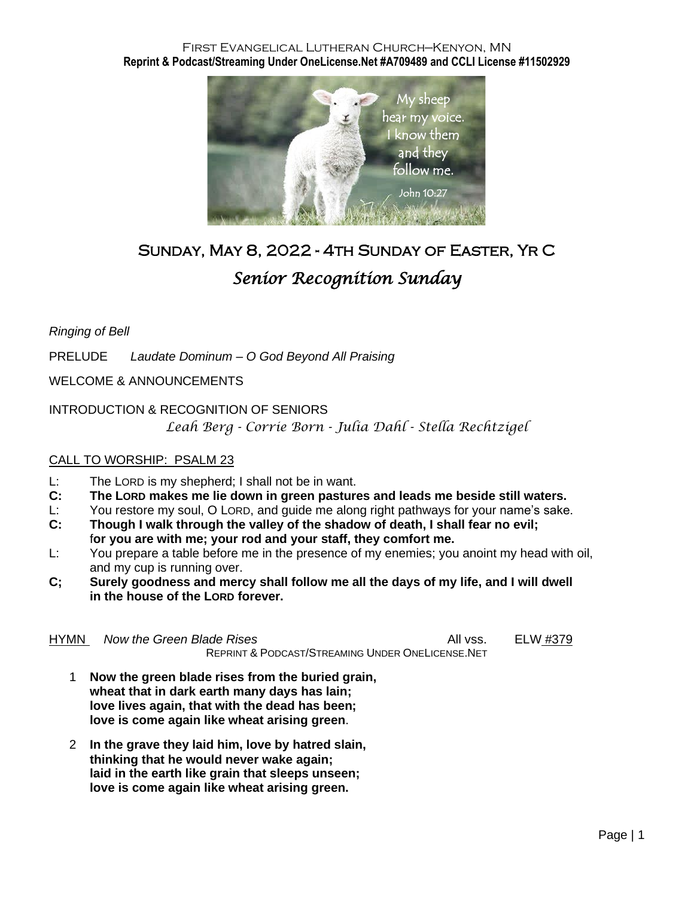First Evangelical Lutheran Church–Kenyon, MN
**Reprint & Podcast/Streaming Under OneLicense.Net #A709489 and CCLI License #11502929**

# Sunday, May 8, 2022 - 4th Sunday of Easter, Yr C

## *Senior Recognition Sunday*

*Ringing of Bell*

PRELUDE *Laudate Dominum – O God Beyond All Praising*

WELCOME & ANNOUNCEMENTS

INTRODUCTION & RECOGNITION OF SENIORS

*Leah Berg - Corrie Born - Julia Dahl - Stella Rechtzigel*

CALL TO WORSHIP: PSALM 23

L: The LORD is my shepherd; I shall not be in want.

**C: The LORD makes me lie down in green pastures and leads me beside still waters.**

L: You restore my soul, O LORD, and guide me along right pathways for your name's sake.

**C: Though I walk through the valley of the shadow of death, I shall fear no evil; for you are with me; your rod and your staff, they comfort me.**

L: You prepare a table before me in the presence of my enemies; you anoint my head with oil, and my cup is running over.

**C; Surely goodness and mercy shall follow me all the days of my life, and I will dwell in the house of the LORD forever.**

HYMN *Now the Green Blade Rises* All vss. ELW #379

REPRINT & PODCAST/STREAMING UNDER ONELICENSE.NET

1 **Now the green blade rises from the buried grain,**
**wheat that in dark earth many days has lain;**
**love lives again, that with the dead has been;**
**love is come again like wheat arising green**.

2 **In the grave they laid him, love by hatred slain,**
**thinking that he would never wake again;**
**laid in the earth like grain that sleeps unseen;**
**love is come again like wheat arising green.**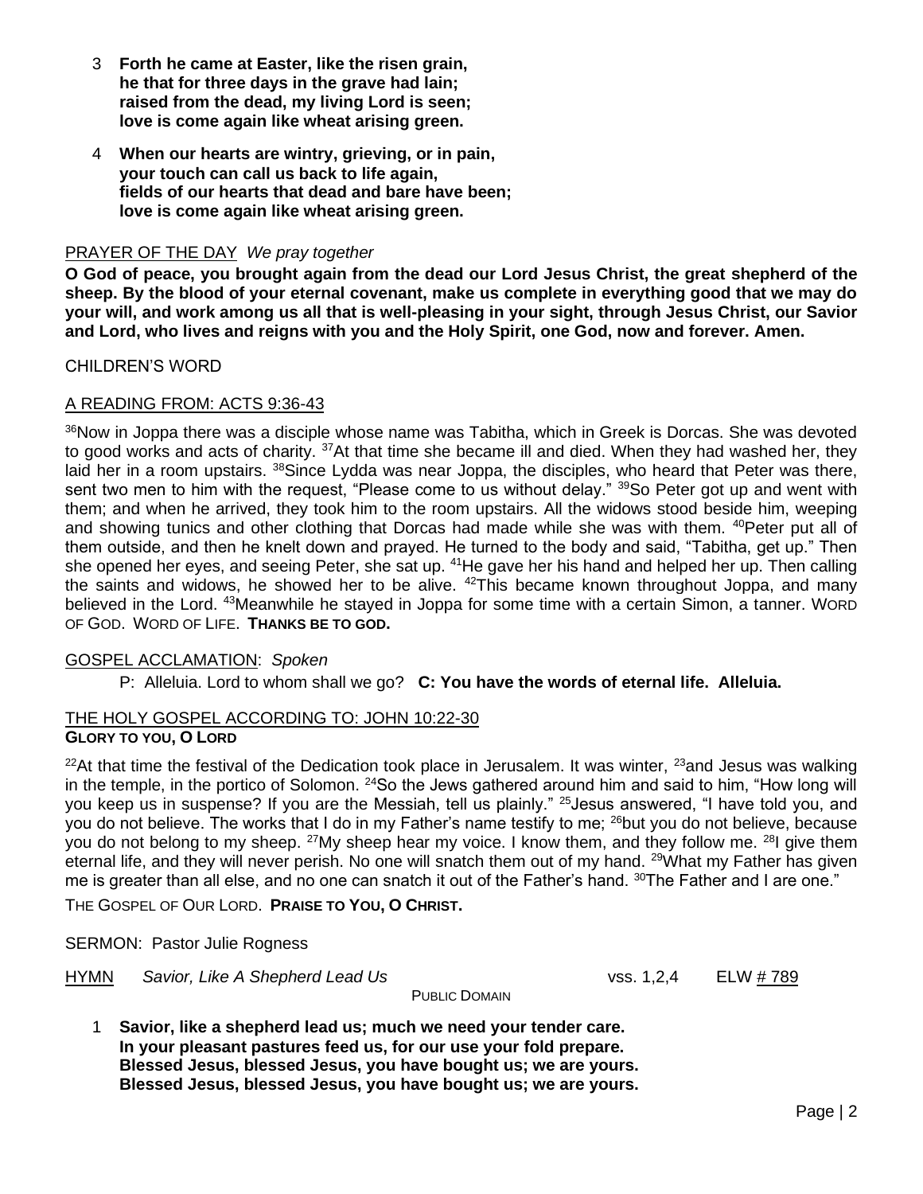3 **Forth he came at Easter, like the risen grain,**
**he that for three days in the grave had lain;**
**raised from the dead, my living Lord is seen;**
**love is come again like wheat arising green.**

4 **When our hearts are wintry, grieving, or in pain,**
**your touch can call us back to life again,**
**fields of our hearts that dead and bare have been;**
**love is come again like wheat arising green.**

PRAYER OF THE DAY *We pray together*

**O God of peace, you brought again from the dead our Lord Jesus Christ, the great shepherd of the sheep. By the blood of your eternal covenant, make us complete in everything good that we may do your will, and work among us all that is well-pleasing in your sight, through Jesus Christ, our Savior and Lord, who lives and reigns with you and the Holy Spirit, one God, now and forever. Amen.**

CHILDREN'S WORD

A READING FROM: ACTS 9:36-43

[36]Now in Joppa there was a disciple whose name was Tabitha, which in Greek is Dorcas. She was devoted to good works and acts of charity. [37]At that time she became ill and died. When they had washed her, they laid her in a room upstairs. [38]Since Lydda was near Joppa, the disciples, who heard that Peter was there, sent two men to him with the request, "Please come to us without delay." [39]So Peter got up and went with them; and when he arrived, they took him to the room upstairs. All the widows stood beside him, weeping and showing tunics and other clothing that Dorcas had made while she was with them. [40]Peter put all of them outside, and then he knelt down and prayed. He turned to the body and said, "Tabitha, get up." Then she opened her eyes, and seeing Peter, she sat up. [41]He gave her his hand and helped her up. Then calling the saints and widows, he showed her to be alive. [42]This became known throughout Joppa, and many believed in the Lord. [43]Meanwhile he stayed in Joppa for some time with a certain Simon, a tanner. WORD OF GOD. WORD OF LIFE. **THANKS BE TO GOD.**

GOSPEL ACCLAMATION: *Spoken*

P: Alleluia. Lord to whom shall we go? **C: You have the words of eternal life. Alleluia.**

THE HOLY GOSPEL ACCORDING TO: JOHN 10:22-30
**GLORY TO YOU, O LORD**

[22]At that time the festival of the Dedication took place in Jerusalem. It was winter, [23]and Jesus was walking in the temple, in the portico of Solomon. [24]So the Jews gathered around him and said to him, "How long will you keep us in suspense? If you are the Messiah, tell us plainly." [25]Jesus answered, "I have told you, and you do not believe. The works that I do in my Father's name testify to me; [26]but you do not believe, because you do not belong to my sheep. [27]My sheep hear my voice. I know them, and they follow me. [28]I give them eternal life, and they will never perish. No one will snatch them out of my hand. [29]What my Father has given me is greater than all else, and no one can snatch it out of the Father's hand. [30]The Father and I are one."

THE GOSPEL OF OUR LORD. **PRAISE TO YOU, O CHRIST.**

SERMON: Pastor Julie Rogness

HYMN *Savior, Like A Shepherd Lead Us* vss. 1,2,4 ELW # 789
PUBLIC DOMAIN

1 **Savior, like a shepherd lead us; much we need your tender care.**
**In your pleasant pastures feed us, for our use your fold prepare.**
**Blessed Jesus, blessed Jesus, you have bought us; we are yours.**
**Blessed Jesus, blessed Jesus, you have bought us; we are yours.**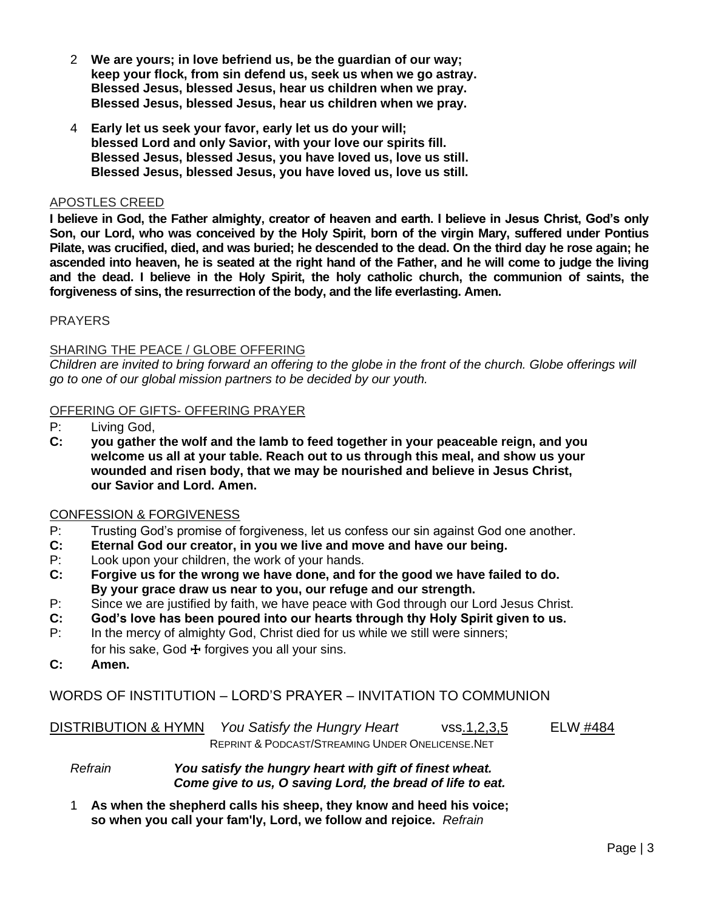2 **We are yours; in love befriend us, be the guardian of our way;**
**keep your flock, from sin defend us, seek us when we go astray.**
**Blessed Jesus, blessed Jesus, hear us children when we pray.**
**Blessed Jesus, blessed Jesus, hear us children when we pray.**

4 **Early let us seek your favor, early let us do your will;**
**blessed Lord and only Savior, with your love our spirits fill.**
**Blessed Jesus, blessed Jesus, you have loved us, love us still.**
**Blessed Jesus, blessed Jesus, you have loved us, love us still.**

APOSTLES CREED

**I believe in God, the Father almighty, creator of heaven and earth. I believe in Jesus Christ, God's only Son, our Lord, who was conceived by the Holy Spirit, born of the virgin Mary, suffered under Pontius Pilate, was crucified, died, and was buried; he descended to the dead. On the third day he rose again; he ascended into heaven, he is seated at the right hand of the Father, and he will come to judge the living and the dead. I believe in the Holy Spirit, the holy catholic church, the communion of saints, the forgiveness of sins, the resurrection of the body, and the life everlasting. Amen.**

PRAYERS

SHARING THE PEACE / GLOBE OFFERING

*Children are invited to bring forward an offering to the globe in the front of the church. Globe offerings will go to one of our global mission partners to be decided by our youth.*

OFFERING OF GIFTS- OFFERING PRAYER

P: Living God,

**C: you gather the wolf and the lamb to feed together in your peaceable reign, and you welcome us all at your table. Reach out to us through this meal, and show us your wounded and risen body, that we may be nourished and believe in Jesus Christ, our Savior and Lord. Amen.**

CONFESSION & FORGIVENESS

P: Trusting God's promise of forgiveness, let us confess our sin against God one another.

**C: Eternal God our creator, in you we live and move and have our being.**

P: Look upon your children, the work of your hands.

**C: Forgive us for the wrong we have done, and for the good we have failed to do. By your grace draw us near to you, our refuge and our strength.**

P: Since we are justified by faith, we have peace with God through our Lord Jesus Christ.

**C: God's love has been poured into our hearts through thy Holy Spirit given to us.**

P: In the mercy of almighty God, Christ died for us while we still were sinners; for his sake, God ☩ forgives you all your sins.

**C: Amen.**

WORDS OF INSTITUTION – LORD'S PRAYER – INVITATION TO COMMUNION

DISTRIBUTION & HYMN *You Satisfy the Hungry Heart* vss.1,2,3,5 ELW #484

REPRINT & PODCAST/STREAMING UNDER ONELICENSE.NET

*Refrain* ***You satisfy the hungry heart with gift of finest wheat. Come give to us, O saving Lord, the bread of life to eat.***

1 **As when the shepherd calls his sheep, they know and heed his voice; so when you call your fam'ly, Lord, we follow and rejoice.** *Refrain*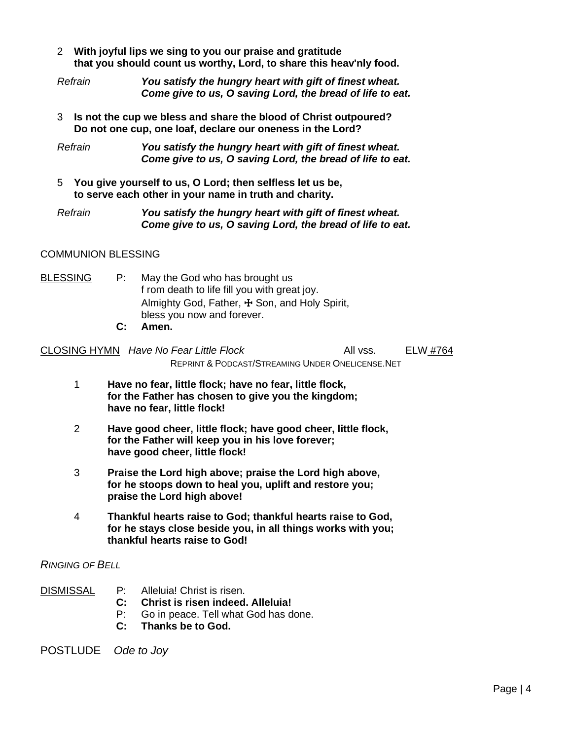2 **With joyful lips we sing to you our praise and gratitude that you should count us worthy, Lord, to share this heav'nly food.**

*Refrain* ***You satisfy the hungry heart with gift of finest wheat. Come give to us, O saving Lord, the bread of life to eat.***

3 **Is not the cup we bless and share the blood of Christ outpoured? Do not one cup, one loaf, declare our oneness in the Lord?**

*Refrain* ***You satisfy the hungry heart with gift of finest wheat. Come give to us, O saving Lord, the bread of life to eat.***

5 **You give yourself to us, O Lord; then selfless let us be, to serve each other in your name in truth and charity.**

*Refrain* ***You satisfy the hungry heart with gift of finest wheat. Come give to us, O saving Lord, the bread of life to eat.***

COMMUNION BLESSING

BLESSING P: May the God who has brought us
f rom death to life fill you with great joy.
Almighty God, Father, ✠ Son, and Holy Spirit,
bless you now and forever.
**C: Amen.**

CLOSING HYMN *Have No Fear Little Flock* All vss. ELW #764
REPRINT & PODCAST/STREAMING UNDER ONELICENSE.NET

1 **Have no fear, little flock; have no fear, little flock, for the Father has chosen to give you the kingdom; have no fear, little flock!**

2 **Have good cheer, little flock; have good cheer, little flock, for the Father will keep you in his love forever; have good cheer, little flock!**

3 **Praise the Lord high above; praise the Lord high above, for he stoops down to heal you, uplift and restore you; praise the Lord high above!**

4 **Thankful hearts raise to God; thankful hearts raise to God, for he stays close beside you, in all things works with you; thankful hearts raise to God!**

*RINGING OF BELL*

DISMISSAL P: Alleluia! Christ is risen.
**C: Christ is risen indeed. Alleluia!**
P: Go in peace. Tell what God has done.
**C: Thanks be to God.**

POSTLUDE *Ode to Joy*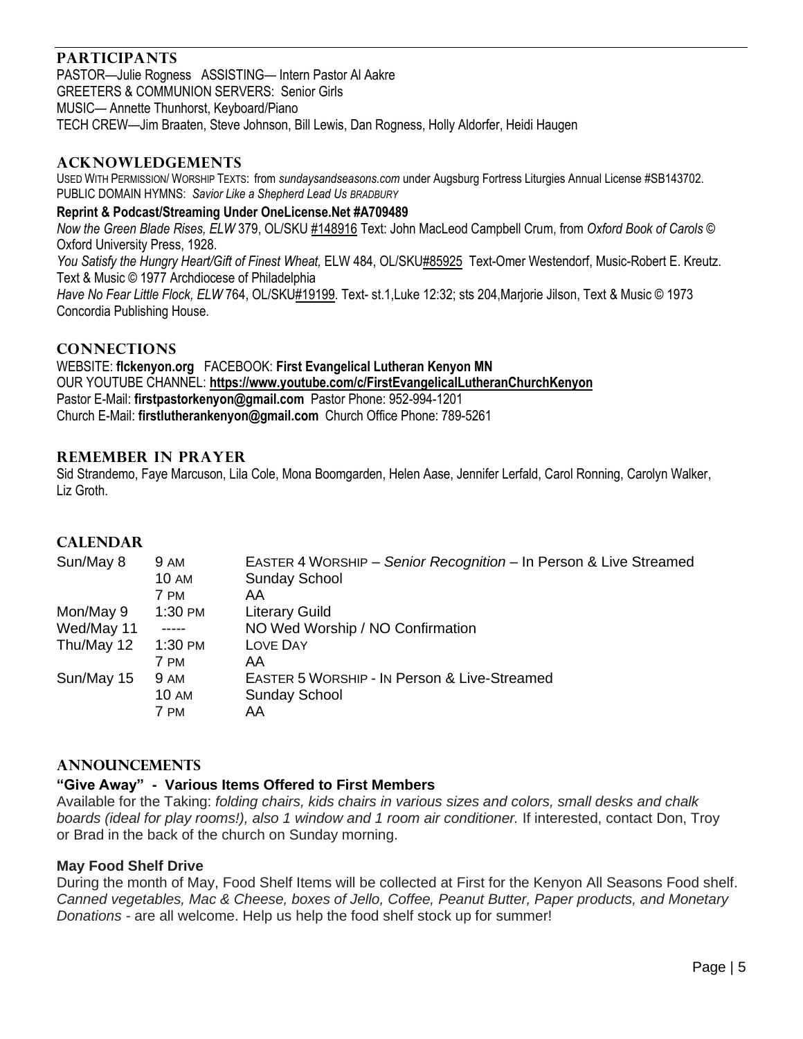## PARTICIPANTS

PASTOR—Julie Rogness   ASSISTING— Intern Pastor Al Aakre
GREETERS & COMMUNION SERVERS: Senior Girls
MUSIC— Annette Thunhorst, Keyboard/Piano
TECH CREW—Jim Braaten, Steve Johnson, Bill Lewis, Dan Rogness, Holly Aldorfer, Heidi Haugen

## ACKNOWLEDGEMENTS

USED WITH PERMISSION/ WORSHIP TEXTS: from *sundaysandseasons.com* under Augsburg Fortress Liturgies Annual License #SB143702.
PUBLIC DOMAIN HYMNS: *Savior Like a Shepherd Lead Us BRADBURY*

**Reprint & Podcast/Streaming Under OneLicense.Net #A709489**

*Now the Green Blade Rises, ELW* 379, OL/SKU #148916 Text: John MacLeod Campbell Crum, from *Oxford Book of Carols* © Oxford University Press, 1928.

*You Satisfy the Hungry Heart/Gift of Finest Wheat,* ELW 484, OL/SKU#85925 Text-Omer Westendorf, Music-Robert E. Kreutz. Text & Music © 1977 Archdiocese of Philadelphia

*Have No Fear Little Flock, ELW* 764, OL/SKU#19199. Text- st.1,Luke 12:32; sts 204,Marjorie Jilson, Text & Music © 1973 Concordia Publishing House.

## CONNECTIONS

WEBSITE: **flckenyon.org**   FACEBOOK: **First Evangelical Lutheran Kenyon MN**
OUR YOUTUBE CHANNEL: **https://www.youtube.com/c/FirstEvangelicalLutheranChurchKenyon**
Pastor E-Mail: **firstpastorkenyon@gmail.com** Pastor Phone: 952-994-1201
Church E-Mail: **firstlutherankenyon@gmail.com** Church Office Phone: 789-5261

## REMEMBER IN PRAYER

Sid Strandemo, Faye Marcuson, Lila Cole, Mona Boomgarden, Helen Aase, Jennifer Lerfald, Carol Ronning, Carolyn Walker, Liz Groth.

## CALENDAR

| | | |
|---|---|---|
| Sun/May 8 | 9 AM | EASTER 4 WORSHIP – *Senior Recognition* – In Person & Live Streamed |
| | 10 AM | Sunday School |
| | 7 PM | AA |
| Mon/May 9 | 1:30 PM | Literary Guild |
| Wed/May 11 | ----- | NO Wed Worship / NO Confirmation |
| Thu/May 12 | 1:30 PM | LOVE DAY |
| | 7 PM | AA |
| Sun/May 15 | 9 AM | EASTER 5 WORSHIP - IN Person & Live-Streamed |
| | 10 AM | Sunday School |
| | 7 PM | AA |

## ANNOUNCEMENTS

### "Give Away" - Various Items Offered to First Members

Available for the Taking: *folding chairs, kids chairs in various sizes and colors, small desks and chalk boards (ideal for play rooms!), also 1 window and 1 room air conditioner.* If interested, contact Don, Troy or Brad in the back of the church on Sunday morning.

### May Food Shelf Drive

During the month of May, Food Shelf Items will be collected at First for the Kenyon All Seasons Food shelf. *Canned vegetables, Mac & Cheese, boxes of Jello, Coffee, Peanut Butter, Paper products, and Monetary Donations* - are all welcome. Help us help the food shelf stock up for summer!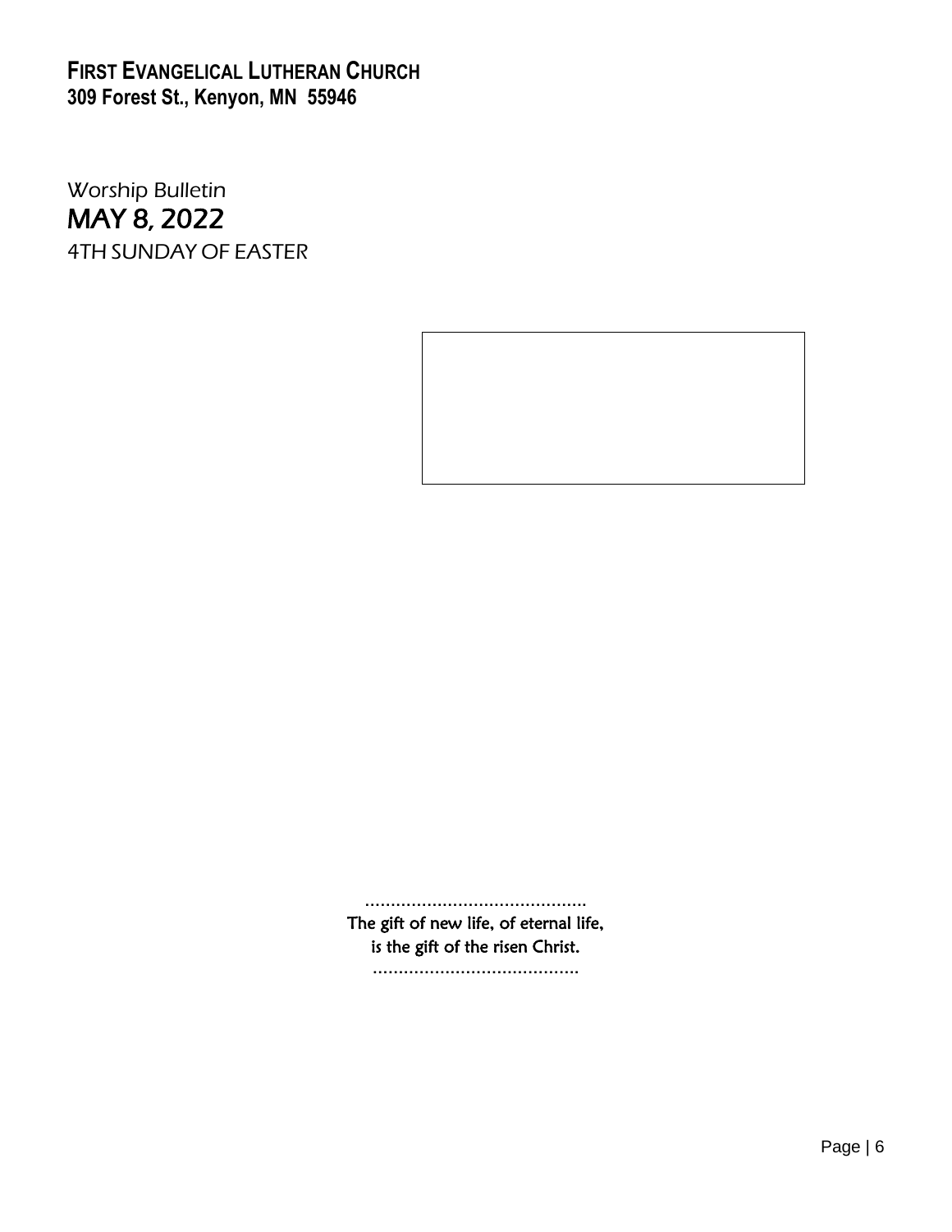**FIRST EVANGELICAL LUTHERAN CHURCH**
**309 Forest St., Kenyon, MN 55946**

Worship Bulletin

# MAY 8, 2022

4TH SUNDAY OF EASTER

…………………………………….
The gift of new life, of eternal life,
is the gift of the risen Christ.
………………………………….